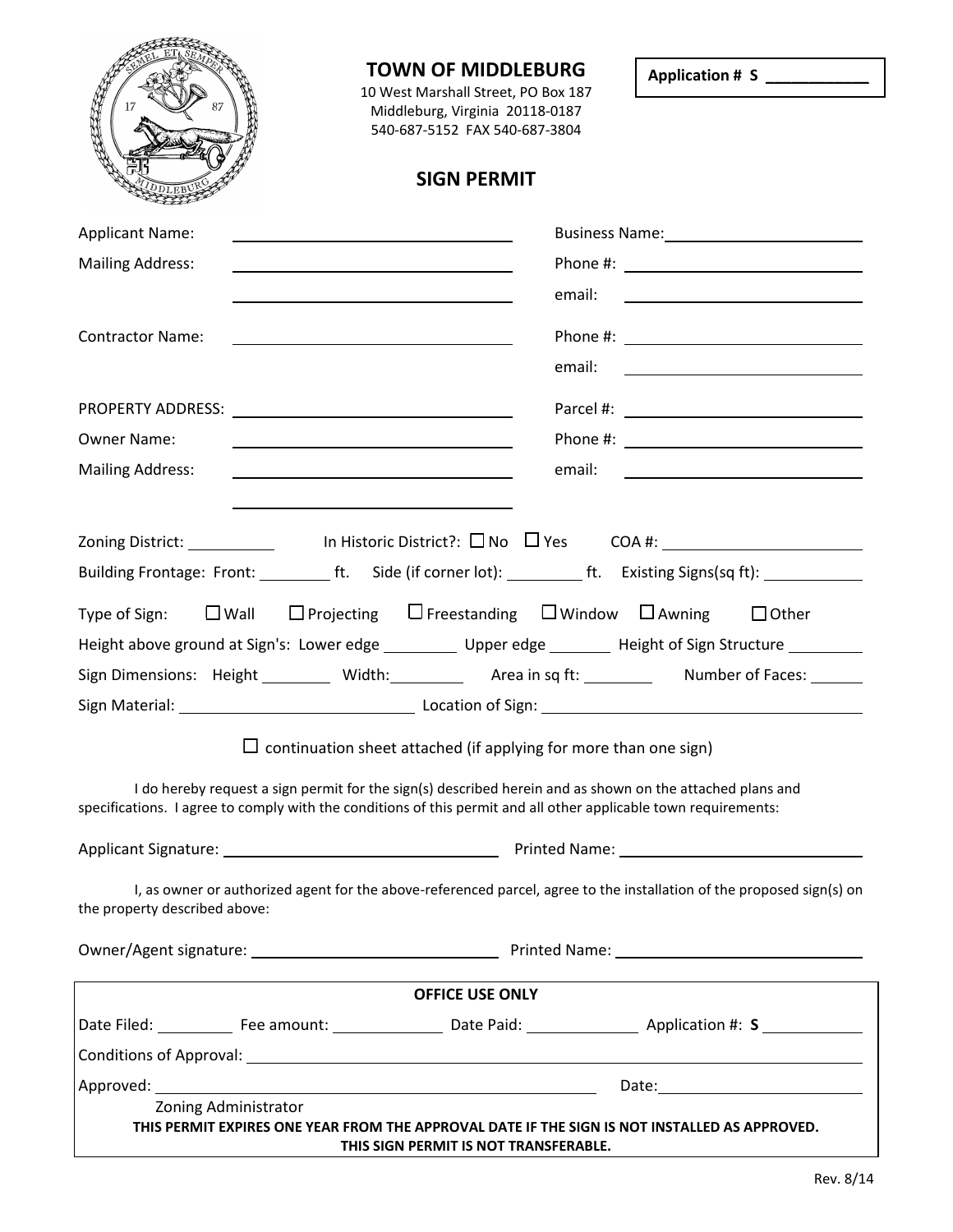# TOWN OF MIDDLEBURG

10 West Marshall Street, PO Box 187
Middleburg, Virginia 20118-0187
540-687-5152 FAX 540-687-3804

**Application # S ____________**

## SIGN PERMIT

Applicant Name: ____________________ Business Name: ____________________

Mailing Address: ____________________ Phone #: ____________________

____________________ email: ____________________

Contractor Name: ____________________ Phone #: ____________________

email: ____________________

PROPERTY ADDRESS: ____________________ Parcel #: ____________________

Owner Name: ____________________ Phone #: ____________________

Mailing Address: ____________________ email: ____________________

____________________

Zoning District: __________ In Historic District?: ☐ No ☐ Yes COA #: ____________________

Building Frontage: Front: ________ ft. Side (if corner lot): ________ ft. Existing Signs(sq ft): __________

Type of Sign: ☐ Wall ☐ Projecting ☐ Freestanding ☐ Window ☐ Awning ☐ Other

Height above ground at Sign's: Lower edge ________ Upper edge ________ Height of Sign Structure ________

Sign Dimensions: Height ________ Width: ________ Area in sq ft: ________ Number of Faces: ______

Sign Material: ____________________ Location of Sign: ____________________

☐ continuation sheet attached (if applying for more than one sign)

I do hereby request a sign permit for the sign(s) described herein and as shown on the attached plans and specifications. I agree to comply with the conditions of this permit and all other applicable town requirements:

Applicant Signature: ____________________ Printed Name: ____________________

I, as owner or authorized agent for the above-referenced parcel, agree to the installation of the proposed sign(s) on the property described above:

Owner/Agent signature: ____________________ Printed Name: ____________________

**OFFICE USE ONLY**

Date Filed: ________ Fee amount: ________ Date Paid: ________ Application #: **S** ________

Conditions of Approval: ____________________

Approved: ____________________ Date: ____________________
Zoning Administrator

**THIS PERMIT EXPIRES ONE YEAR FROM THE APPROVAL DATE IF THE SIGN IS NOT INSTALLED AS APPROVED.**
**THIS SIGN PERMIT IS NOT TRANSFERABLE.**

Rev. 8/14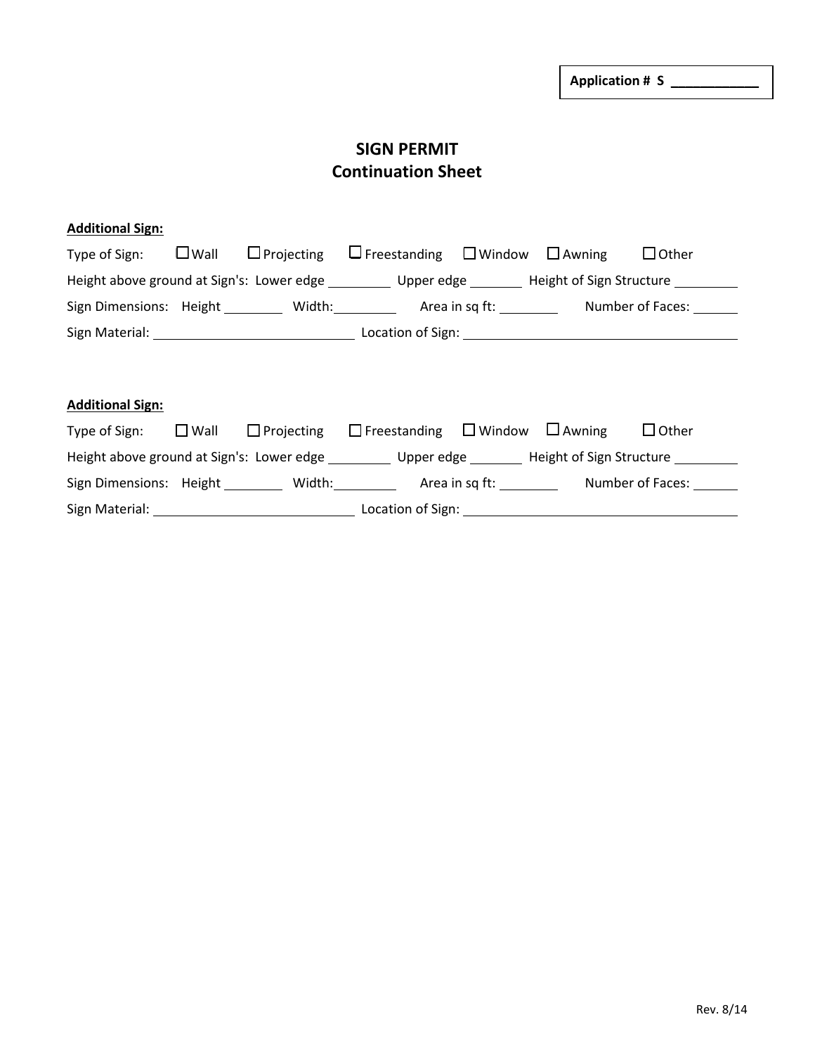**Application # S \_\_\_\_\_\_\_\_\_\_\_\_**

# SIGN PERMIT
## Continuation Sheet

**Additional Sign:**

Type of Sign: ☐ Wall ☐ Projecting ☐ Freestanding ☐ Window ☐ Awning ☐ Other

Height above ground at Sign's: Lower edge \_\_\_\_\_\_\_\_\_ Upper edge \_\_\_\_\_\_\_\_ Height of Sign Structure \_\_\_\_\_\_\_\_\_

Sign Dimensions: Height \_\_\_\_\_\_\_\_\_ Width: \_\_\_\_\_\_\_\_\_ Area in sq ft: \_\_\_\_\_\_\_\_\_ Number of Faces: \_\_\_\_\_\_\_

Sign Material: \_\_\_\_\_\_\_\_\_\_\_\_\_\_\_\_\_\_\_\_\_\_\_\_\_\_\_\_ Location of Sign: \_\_\_\_\_\_\_\_\_\_\_\_\_\_\_\_\_\_\_\_\_\_\_\_\_\_\_\_\_\_\_\_\_\_\_\_\_\_\_

**Additional Sign:**

Type of Sign: ☐ Wall ☐ Projecting ☐ Freestanding ☐ Window ☐ Awning ☐ Other

Height above ground at Sign's: Lower edge \_\_\_\_\_\_\_\_\_ Upper edge \_\_\_\_\_\_\_\_ Height of Sign Structure \_\_\_\_\_\_\_\_\_

Sign Dimensions: Height \_\_\_\_\_\_\_\_\_ Width: \_\_\_\_\_\_\_\_\_ Area in sq ft: \_\_\_\_\_\_\_\_\_ Number of Faces: \_\_\_\_\_\_\_

Sign Material: \_\_\_\_\_\_\_\_\_\_\_\_\_\_\_\_\_\_\_\_\_\_\_\_\_\_\_\_ Location of Sign: \_\_\_\_\_\_\_\_\_\_\_\_\_\_\_\_\_\_\_\_\_\_\_\_\_\_\_\_\_\_\_\_\_\_\_\_\_\_\_

Rev. 8/14